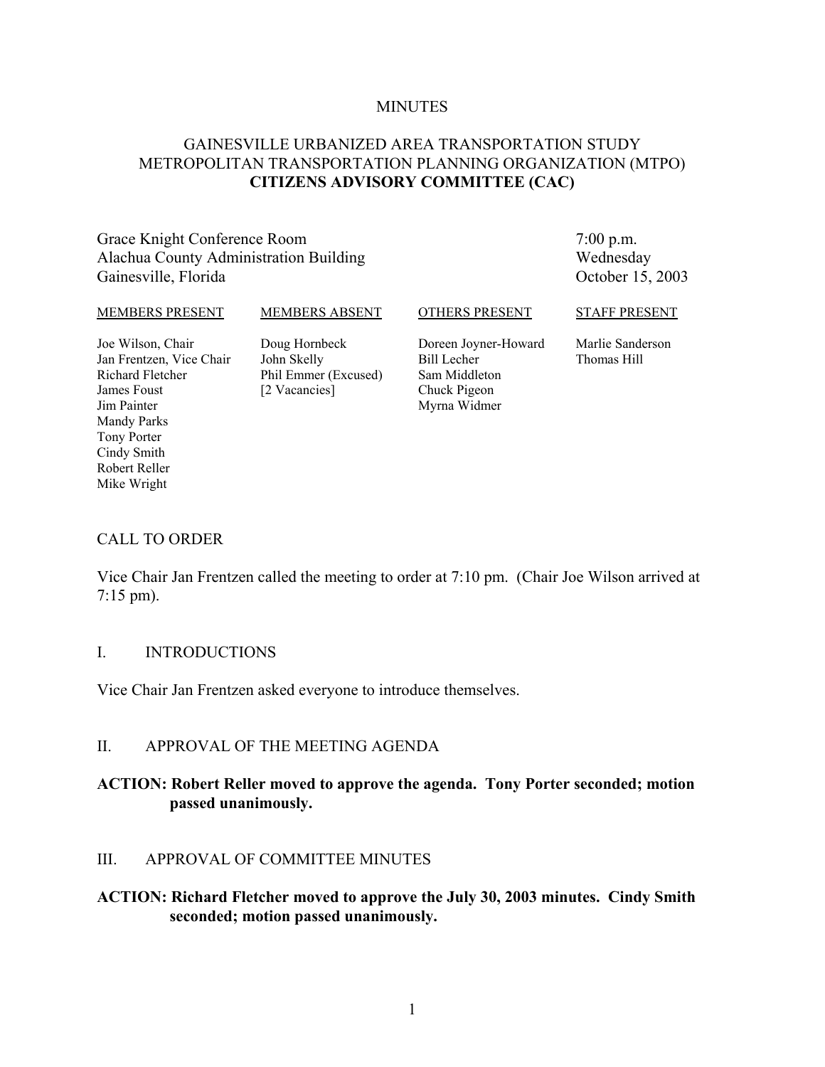MINUTES

# GAINESVILLE URBANIZED AREA TRANSPORTATION STUDY
# METROPOLITAN TRANSPORTATION PLANNING ORGANIZATION (MTPO)
# CITIZENS ADVISORY COMMITTEE (CAC)

Grace Knight Conference Room
Alachua County Administration Building
Gainesville, Florida

7:00 p.m.
Wednesday
October 15, 2003

| MEMBERS PRESENT | MEMBERS ABSENT | OTHERS PRESENT | STAFF PRESENT |
|---|---|---|---|
| Joe Wilson, Chair | Doug Hornbeck | Doreen Joyner-Howard | Marlie Sanderson |
| Jan Frentzen, Vice Chair | John Skelly | Bill Lecher | Thomas Hill |
| Richard Fletcher | Phil Emmer (Excused) | Sam Middleton | |
| James Foust | [2 Vacancies] | Chuck Pigeon | |
| Jim Painter | | Myrna Widmer | |
| Mandy Parks | | | |
| Tony Porter | | | |
| Cindy Smith | | | |
| Robert Reller | | | |
| Mike Wright | | | |

## CALL TO ORDER

Vice Chair Jan Frentzen called the meeting to order at 7:10 pm. (Chair Joe Wilson arrived at 7:15 pm).

## I. INTRODUCTIONS

Vice Chair Jan Frentzen asked everyone to introduce themselves.

## II. APPROVAL OF THE MEETING AGENDA

**ACTION: Robert Reller moved to approve the agenda. Tony Porter seconded; motion passed unanimously.**

## III. APPROVAL OF COMMITTEE MINUTES

**ACTION: Richard Fletcher moved to approve the July 30, 2003 minutes. Cindy Smith seconded; motion passed unanimously.**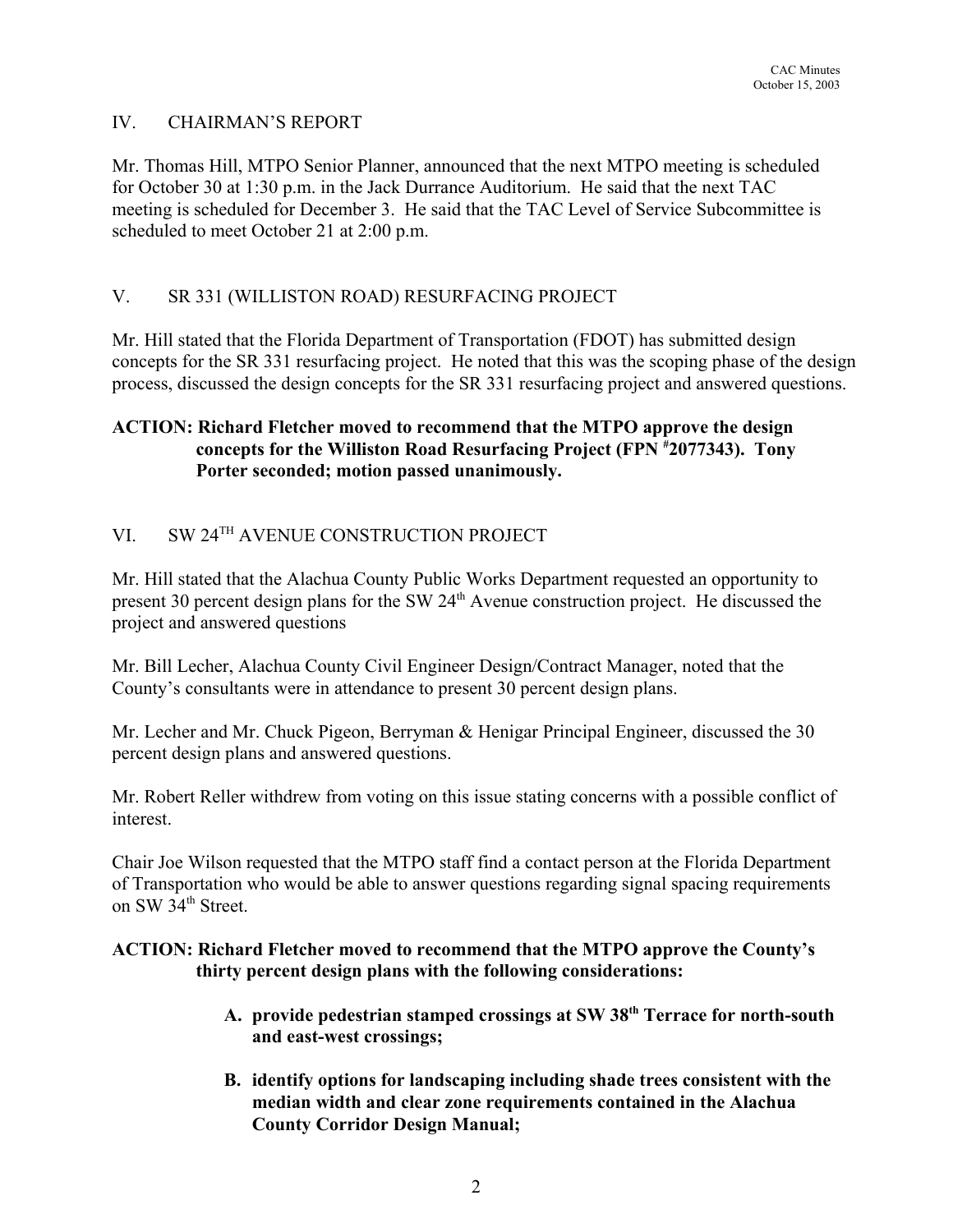## IV. CHAIRMAN'S REPORT

Mr. Thomas Hill, MTPO Senior Planner, announced that the next MTPO meeting is scheduled for October 30 at 1:30 p.m. in the Jack Durrance Auditorium. He said that the next TAC meeting is scheduled for December 3. He said that the TAC Level of Service Subcommittee is scheduled to meet October 21 at 2:00 p.m.

## V. SR 331 (WILLISTON ROAD) RESURFACING PROJECT

Mr. Hill stated that the Florida Department of Transportation (FDOT) has submitted design concepts for the SR 331 resurfacing project. He noted that this was the scoping phase of the design process, discussed the design concepts for the SR 331 resurfacing project and answered questions.

**ACTION: Richard Fletcher moved to recommend that the MTPO approve the design concepts for the Williston Road Resurfacing Project (FPN #2077343). Tony Porter seconded; motion passed unanimously.**

## VI. SW 24TH AVENUE CONSTRUCTION PROJECT

Mr. Hill stated that the Alachua County Public Works Department requested an opportunity to present 30 percent design plans for the SW 24th Avenue construction project. He discussed the project and answered questions

Mr. Bill Lecher, Alachua County Civil Engineer Design/Contract Manager, noted that the County's consultants were in attendance to present 30 percent design plans.

Mr. Lecher and Mr. Chuck Pigeon, Berryman & Henigar Principal Engineer, discussed the 30 percent design plans and answered questions.

Mr. Robert Reller withdrew from voting on this issue stating concerns with a possible conflict of interest.

Chair Joe Wilson requested that the MTPO staff find a contact person at the Florida Department of Transportation who would be able to answer questions regarding signal spacing requirements on SW 34th Street.

**ACTION: Richard Fletcher moved to recommend that the MTPO approve the County's thirty percent design plans with the following considerations:**

- **A. provide pedestrian stamped crossings at SW 38th Terrace for north-south and east-west crossings;**
- **B. identify options for landscaping including shade trees consistent with the median width and clear zone requirements contained in the Alachua County Corridor Design Manual;**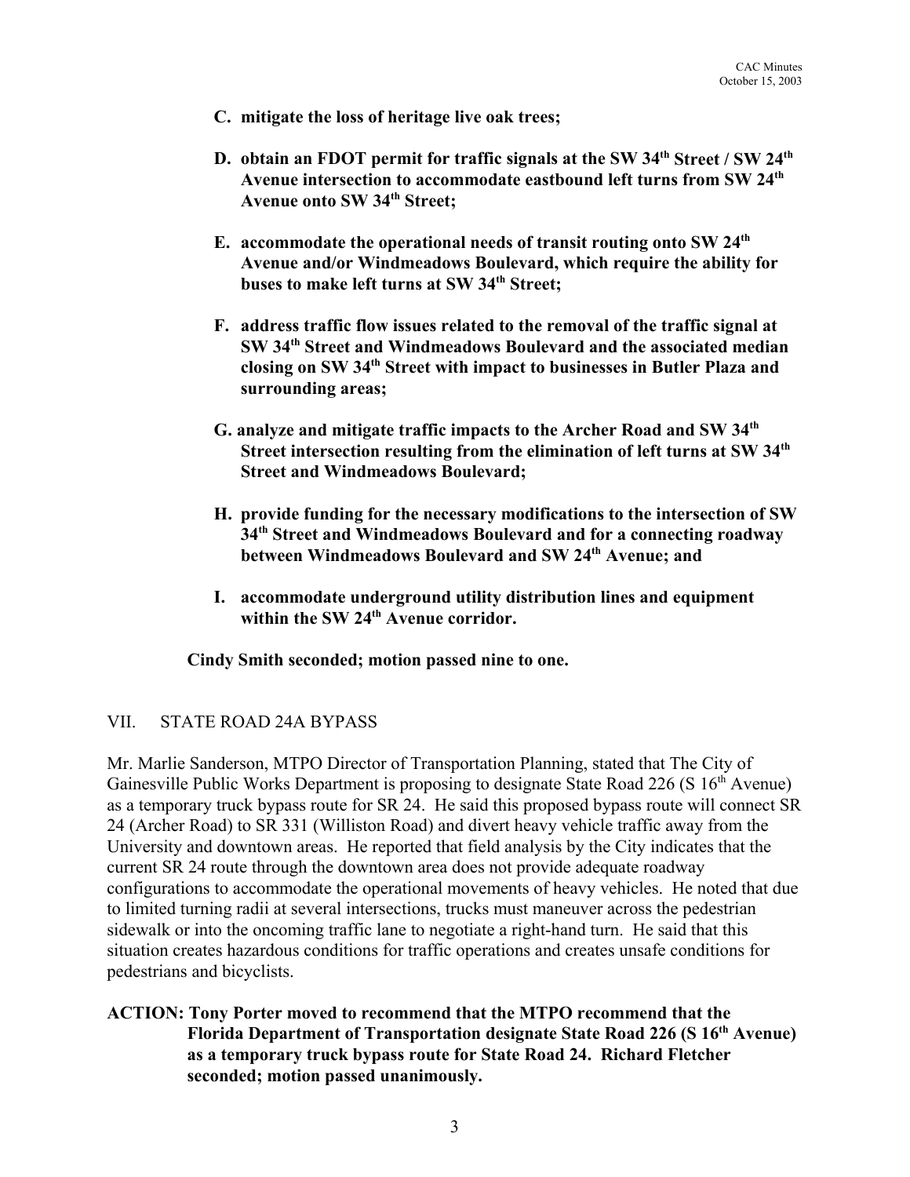**C. mitigate the loss of heritage live oak trees;**

**D. obtain an FDOT permit for traffic signals at the SW 34th Street / SW 24th Avenue intersection to accommodate eastbound left turns from SW 24th Avenue onto SW 34th Street;**

**E. accommodate the operational needs of transit routing onto SW 24th Avenue and/or Windmeadows Boulevard, which require the ability for buses to make left turns at SW 34th Street;**

**F. address traffic flow issues related to the removal of the traffic signal at SW 34th Street and Windmeadows Boulevard and the associated median closing on SW 34th Street with impact to businesses in Butler Plaza and surrounding areas;**

**G. analyze and mitigate traffic impacts to the Archer Road and SW 34th Street intersection resulting from the elimination of left turns at SW 34th Street and Windmeadows Boulevard;**

**H. provide funding for the necessary modifications to the intersection of SW 34th Street and Windmeadows Boulevard and for a connecting roadway between Windmeadows Boulevard and SW 24th Avenue; and**

**I. accommodate underground utility distribution lines and equipment within the SW 24th Avenue corridor.**

**Cindy Smith seconded; motion passed nine to one.**

## VII. STATE ROAD 24A BYPASS

Mr. Marlie Sanderson, MTPO Director of Transportation Planning, stated that The City of Gainesville Public Works Department is proposing to designate State Road 226 (S 16th Avenue) as a temporary truck bypass route for SR 24. He said this proposed bypass route will connect SR 24 (Archer Road) to SR 331 (Williston Road) and divert heavy vehicle traffic away from the University and downtown areas. He reported that field analysis by the City indicates that the current SR 24 route through the downtown area does not provide adequate roadway configurations to accommodate the operational movements of heavy vehicles. He noted that due to limited turning radii at several intersections, trucks must maneuver across the pedestrian sidewalk or into the oncoming traffic lane to negotiate a right-hand turn. He said that this situation creates hazardous conditions for traffic operations and creates unsafe conditions for pedestrians and bicyclists.

**ACTION: Tony Porter moved to recommend that the MTPO recommend that the Florida Department of Transportation designate State Road 226 (S 16th Avenue) as a temporary truck bypass route for State Road 24. Richard Fletcher seconded; motion passed unanimously.**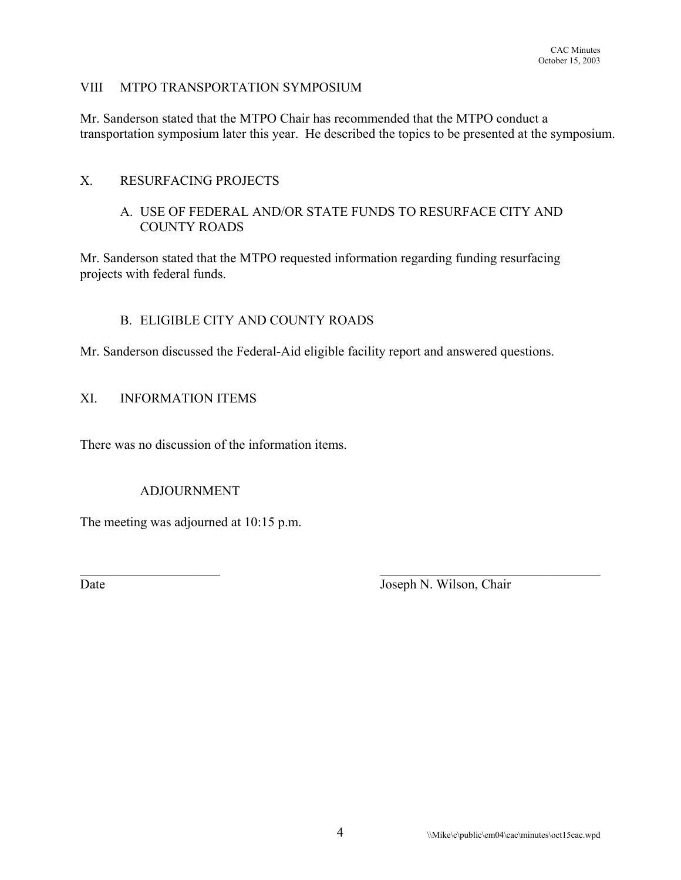## VIII MTPO TRANSPORTATION SYMPOSIUM

Mr. Sanderson stated that the MTPO Chair has recommended that the MTPO conduct a transportation symposium later this year. He described the topics to be presented at the symposium.

## X. RESURFACING PROJECTS

### A. USE OF FEDERAL AND/OR STATE FUNDS TO RESURFACE CITY AND COUNTY ROADS

Mr. Sanderson stated that the MTPO requested information regarding funding resurfacing projects with federal funds.

### B. ELIGIBLE CITY AND COUNTY ROADS

Mr. Sanderson discussed the Federal-Aid eligible facility report and answered questions.

## XI. INFORMATION ITEMS

There was no discussion of the information items.

## ADJOURNMENT

The meeting was adjourned at 10:15 p.m.

______________________ ___________________________________

Date Joseph N. Wilson, Chair

\\Mike\c\public\em04\cac\minutes\oct15cac.wpd